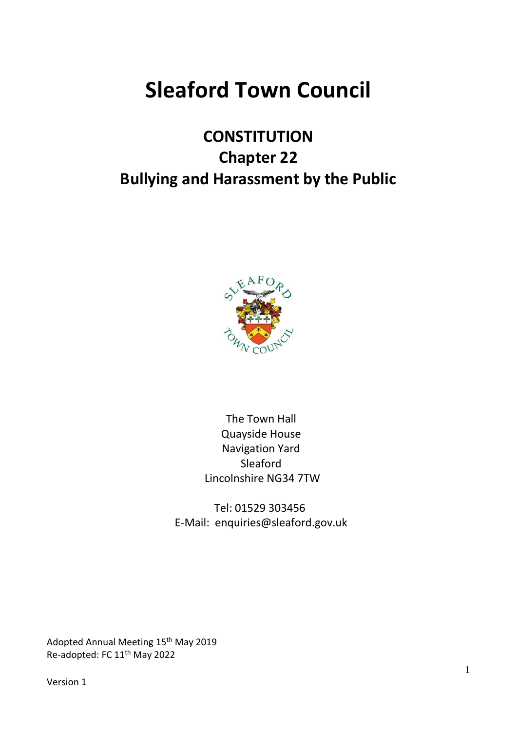# Sleaford Town Council

## CONSTITUTION

## Chapter 22

## Bullying and Harassment by the Public

The Town Hall
Quayside House
Navigation Yard
Sleaford
Lincolnshire NG34 7TW

Tel: 01529 303456
E-Mail: enquiries@sleaford.gov.uk

Adopted Annual Meeting 15th May 2019
Re-adopted: FC 11th May 2022

Version 1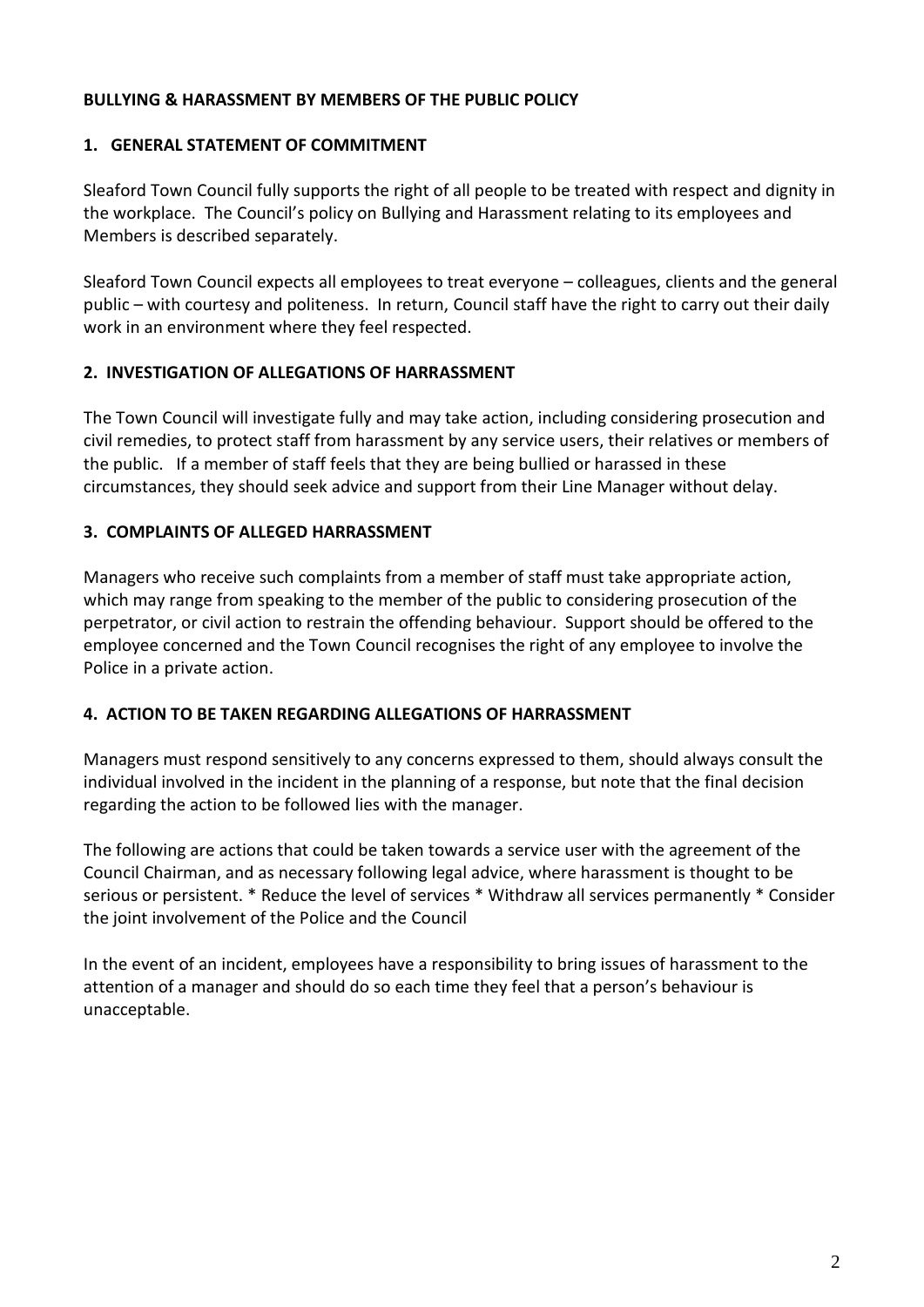**BULLYING & HARASSMENT BY MEMBERS OF THE PUBLIC POLICY**

**1. GENERAL STATEMENT OF COMMITMENT**

Sleaford Town Council fully supports the right of all people to be treated with respect and dignity in the workplace. The Council's policy on Bullying and Harassment relating to its employees and Members is described separately.

Sleaford Town Council expects all employees to treat everyone – colleagues, clients and the general public – with courtesy and politeness. In return, Council staff have the right to carry out their daily work in an environment where they feel respected.

**2. INVESTIGATION OF ALLEGATIONS OF HARRASSMENT**

The Town Council will investigate fully and may take action, including considering prosecution and civil remedies, to protect staff from harassment by any service users, their relatives or members of the public. If a member of staff feels that they are being bullied or harassed in these circumstances, they should seek advice and support from their Line Manager without delay.

**3. COMPLAINTS OF ALLEGED HARRASSMENT**

Managers who receive such complaints from a member of staff must take appropriate action, which may range from speaking to the member of the public to considering prosecution of the perpetrator, or civil action to restrain the offending behaviour. Support should be offered to the employee concerned and the Town Council recognises the right of any employee to involve the Police in a private action.

**4. ACTION TO BE TAKEN REGARDING ALLEGATIONS OF HARRASSMENT**

Managers must respond sensitively to any concerns expressed to them, should always consult the individual involved in the incident in the planning of a response, but note that the final decision regarding the action to be followed lies with the manager.

The following are actions that could be taken towards a service user with the agreement of the Council Chairman, and as necessary following legal advice, where harassment is thought to be serious or persistent. * Reduce the level of services * Withdraw all services permanently * Consider the joint involvement of the Police and the Council

In the event of an incident, employees have a responsibility to bring issues of harassment to the attention of a manager and should do so each time they feel that a person's behaviour is unacceptable.